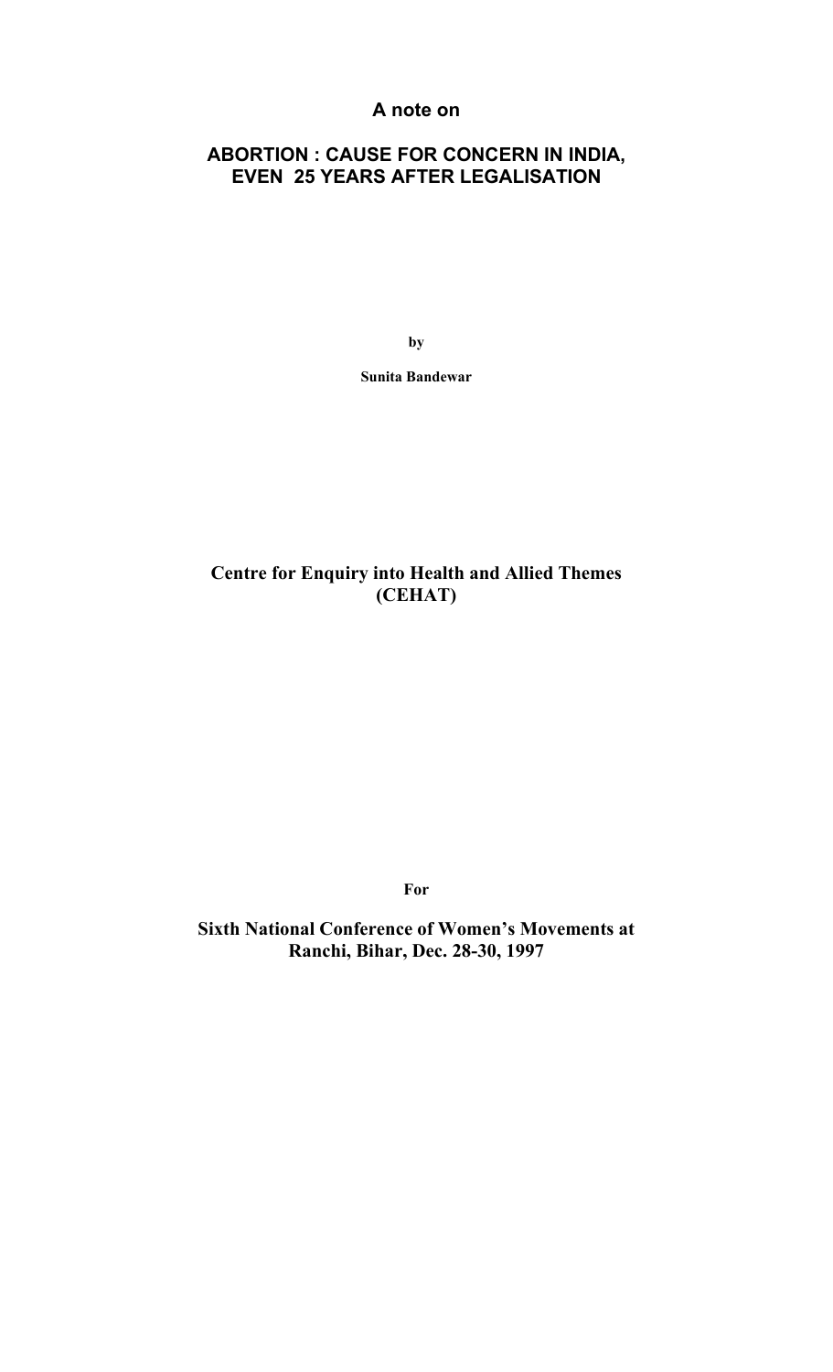**A note on**

# ABORTION : CAUSE FOR CONCERN IN INDIA, EVEN 25 YEARS AFTER LEGALISATION

by

**Sunita Bandewar**

**Centre for Enquiry into Health and Allied Themes (CEHAT)**

For

**Sixth National Conference of Women's Movements at Ranchi, Bihar, Dec. 28-30, 1997**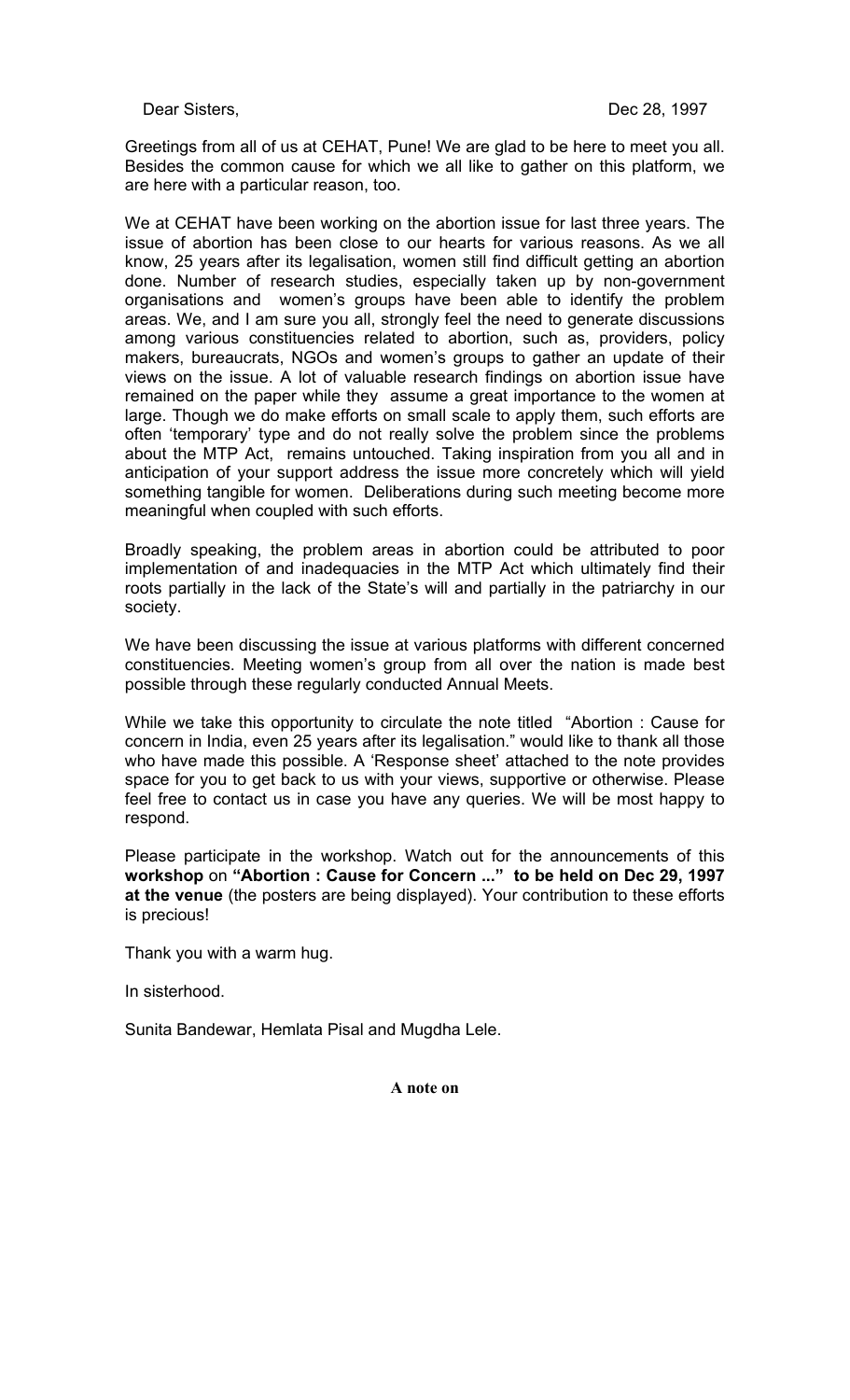Dear Sisters, Dec 28, 1997

Greetings from all of us at CEHAT, Pune! We are glad to be here to meet you all. Besides the common cause for which we all like to gather on this platform, we are here with a particular reason, too.

We at CEHAT have been working on the abortion issue for last three years. The issue of abortion has been close to our hearts for various reasons. As we all know, 25 years after its legalisation, women still find difficult getting an abortion done. Number of research studies, especially taken up by non-government organisations and women's groups have been able to identify the problem areas. We, and I am sure you all, strongly feel the need to generate discussions among various constituencies related to abortion, such as, providers, policy makers, bureaucrats, NGOs and women's groups to gather an update of their views on the issue. A lot of valuable research findings on abortion issue have remained on the paper while they assume a great importance to the women at large. Though we do make efforts on small scale to apply them, such efforts are often 'temporary' type and do not really solve the problem since the problems about the MTP Act, remains untouched. Taking inspiration from you all and in anticipation of your support address the issue more concretely which will yield something tangible for women. Deliberations during such meeting become more meaningful when coupled with such efforts.

Broadly speaking, the problem areas in abortion could be attributed to poor implementation of and inadequacies in the MTP Act which ultimately find their roots partially in the lack of the State's will and partially in the patriarchy in our society.

We have been discussing the issue at various platforms with different concerned constituencies. Meeting women's group from all over the nation is made best possible through these regularly conducted Annual Meets.

While we take this opportunity to circulate the note titled "Abortion : Cause for concern in India, even 25 years after its legalisation." would like to thank all those who have made this possible. A 'Response sheet' attached to the note provides space for you to get back to us with your views, supportive or otherwise. Please feel free to contact us in case you have any queries. We will be most happy to respond.

Please participate in the workshop. Watch out for the announcements of this **workshop** on **"Abortion : Cause for Concern ..." to be held on Dec 29, 1997 at the venue** (the posters are being displayed). Your contribution to these efforts is precious!

Thank you with a warm hug.

In sisterhood.

Sunita Bandewar, Hemlata Pisal and Mugdha Lele.

**A note on**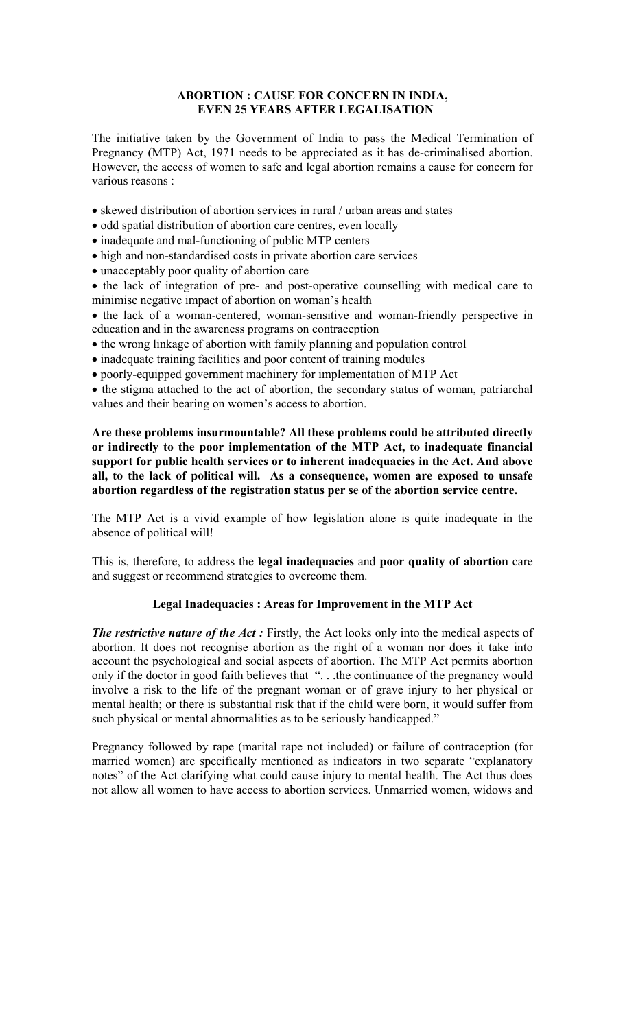## ABORTION : CAUSE FOR CONCERN IN INDIA, EVEN 25 YEARS AFTER LEGALISATION

The initiative taken by the Government of India to pass the Medical Termination of Pregnancy (MTP) Act, 1971 needs to be appreciated as it has de-criminalised abortion. However, the access of women to safe and legal abortion remains a cause for concern for various reasons :

- skewed distribution of abortion services in rural / urban areas and states
- odd spatial distribution of abortion care centres, even locally
- inadequate and mal-functioning of public MTP centers
- high and non-standardised costs in private abortion care services
- unacceptably poor quality of abortion care
- the lack of integration of pre- and post-operative counselling with medical care to minimise negative impact of abortion on woman's health
- the lack of a woman-centered, woman-sensitive and woman-friendly perspective in education and in the awareness programs on contraception
- the wrong linkage of abortion with family planning and population control
- inadequate training facilities and poor content of training modules
- poorly-equipped government machinery for implementation of MTP Act
- the stigma attached to the act of abortion, the secondary status of woman, patriarchal values and their bearing on women's access to abortion.

**Are these problems insurmountable? All these problems could be attributed directly or indirectly to the poor implementation of the MTP Act, to inadequate financial support for public health services or to inherent inadequacies in the Act. And above all, to the lack of political will. As a consequence, women are exposed to unsafe abortion regardless of the registration status per se of the abortion service centre.**

The MTP Act is a vivid example of how legislation alone is quite inadequate in the absence of political will!

This is, therefore, to address the **legal inadequacies** and **poor quality of abortion** care and suggest or recommend strategies to overcome them.

### Legal Inadequacies : Areas for Improvement in the MTP Act

***The restrictive nature of the Act :*** Firstly, the Act looks only into the medical aspects of abortion. It does not recognise abortion as the right of a woman nor does it take into account the psychological and social aspects of abortion. The MTP Act permits abortion only if the doctor in good faith believes that ". . .the continuance of the pregnancy would involve a risk to the life of the pregnant woman or of grave injury to her physical or mental health; or there is substantial risk that if the child were born, it would suffer from such physical or mental abnormalities as to be seriously handicapped."

Pregnancy followed by rape (marital rape not included) or failure of contraception (for married women) are specifically mentioned as indicators in two separate "explanatory notes" of the Act clarifying what could cause injury to mental health. The Act thus does not allow all women to have access to abortion services. Unmarried women, widows and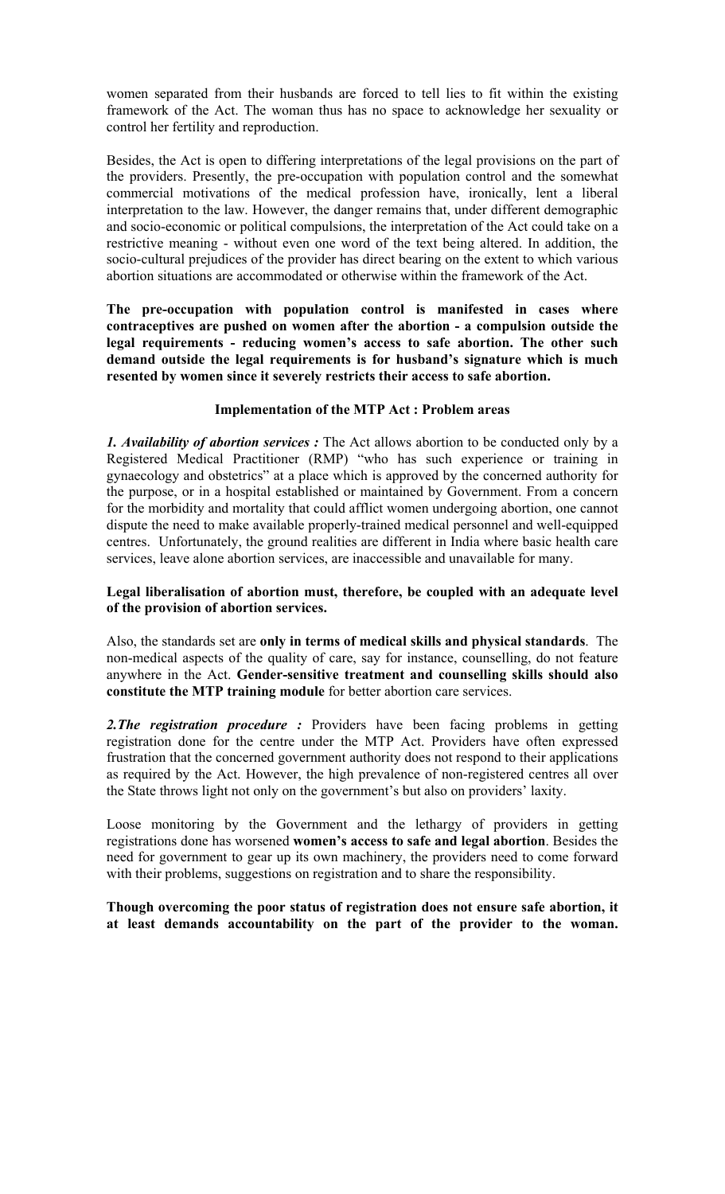women separated from their husbands are forced to tell lies to fit within the existing framework of the Act. The woman thus has no space to acknowledge her sexuality or control her fertility and reproduction.

Besides, the Act is open to differing interpretations of the legal provisions on the part of the providers. Presently, the pre-occupation with population control and the somewhat commercial motivations of the medical profession have, ironically, lent a liberal interpretation to the law. However, the danger remains that, under different demographic and socio-economic or political compulsions, the interpretation of the Act could take on a restrictive meaning - without even one word of the text being altered. In addition, the socio-cultural prejudices of the provider has direct bearing on the extent to which various abortion situations are accommodated or otherwise within the framework of the Act.

**The pre-occupation with population control is manifested in cases where contraceptives are pushed on women after the abortion - a compulsion outside the legal requirements - reducing women's access to safe abortion. The other such demand outside the legal requirements is for husband's signature which is much resented by women since it severely restricts their access to safe abortion.**

### Implementation of the MTP Act : Problem areas

***1. Availability of abortion services :*** The Act allows abortion to be conducted only by a Registered Medical Practitioner (RMP) "who has such experience or training in gynaecology and obstetrics" at a place which is approved by the concerned authority for the purpose, or in a hospital established or maintained by Government. From a concern for the morbidity and mortality that could afflict women undergoing abortion, one cannot dispute the need to make available properly-trained medical personnel and well-equipped centres. Unfortunately, the ground realities are different in India where basic health care services, leave alone abortion services, are inaccessible and unavailable for many.

**Legal liberalisation of abortion must, therefore, be coupled with an adequate level of the provision of abortion services.**

Also, the standards set are **only in terms of medical skills and physical standards**. The non-medical aspects of the quality of care, say for instance, counselling, do not feature anywhere in the Act. **Gender-sensitive treatment and counselling skills should also constitute the MTP training module** for better abortion care services.

***2.The registration procedure :*** Providers have been facing problems in getting registration done for the centre under the MTP Act. Providers have often expressed frustration that the concerned government authority does not respond to their applications as required by the Act. However, the high prevalence of non-registered centres all over the State throws light not only on the government's but also on providers' laxity.

Loose monitoring by the Government and the lethargy of providers in getting registrations done has worsened **women's access to safe and legal abortion**. Besides the need for government to gear up its own machinery, the providers need to come forward with their problems, suggestions on registration and to share the responsibility.

**Though overcoming the poor status of registration does not ensure safe abortion, it at least demands accountability on the part of the provider to the woman.**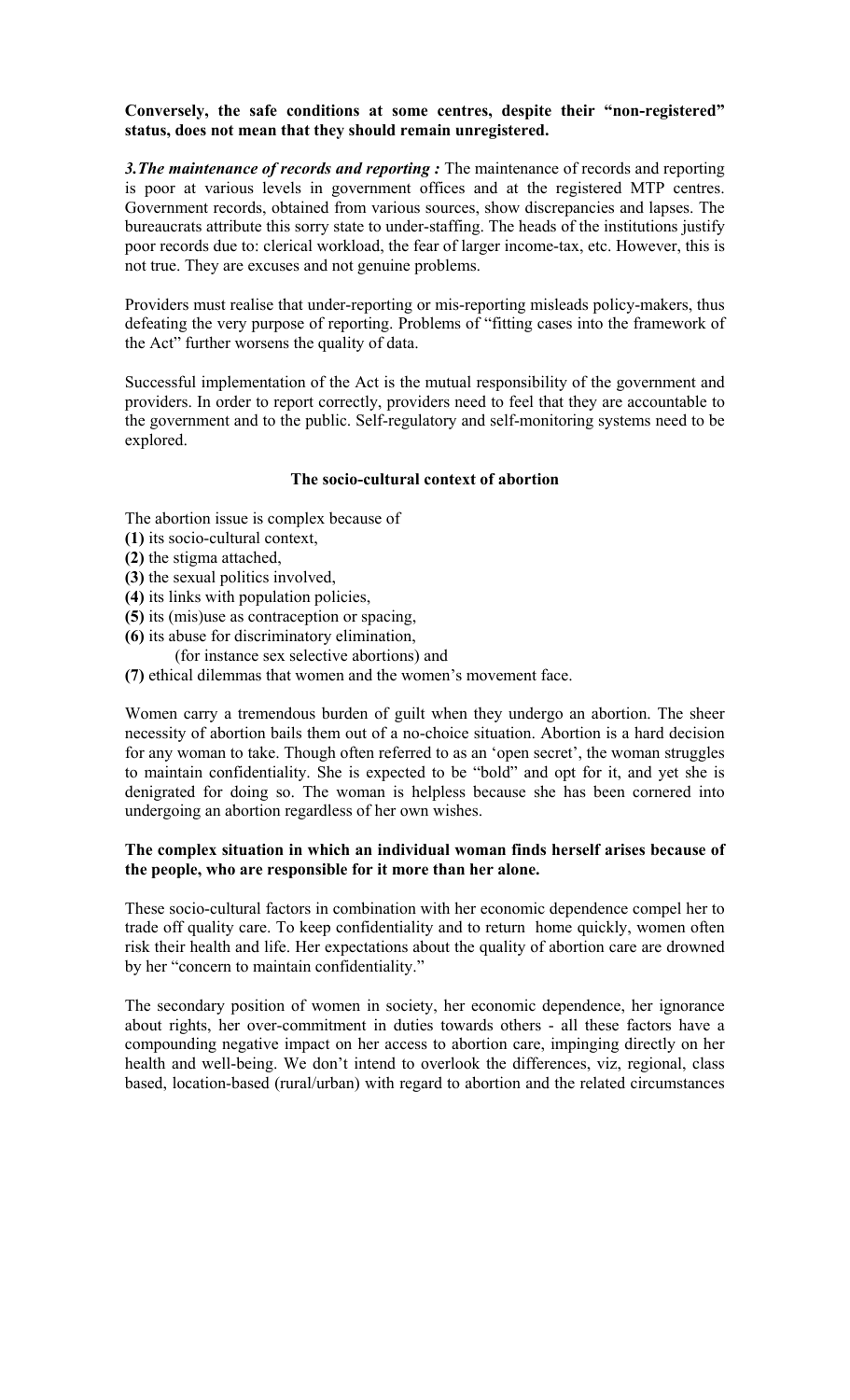**Conversely, the safe conditions at some centres, despite their "non-registered" status, does not mean that they should remain unregistered.**

***3.The maintenance of records and reporting :*** The maintenance of records and reporting is poor at various levels in government offices and at the registered MTP centres. Government records, obtained from various sources, show discrepancies and lapses. The bureaucrats attribute this sorry state to under-staffing. The heads of the institutions justify poor records due to: clerical workload, the fear of larger income-tax, etc. However, this is not true. They are excuses and not genuine problems.

Providers must realise that under-reporting or mis-reporting misleads policy-makers, thus defeating the very purpose of reporting. Problems of "fitting cases into the framework of the Act" further worsens the quality of data.

Successful implementation of the Act is the mutual responsibility of the government and providers. In order to report correctly, providers need to feel that they are accountable to the government and to the public. Self-regulatory and self-monitoring systems need to be explored.

### The socio-cultural context of abortion

The abortion issue is complex because of

**(1)** its socio-cultural context,
**(2)** the stigma attached,
**(3)** the sexual politics involved,
**(4)** its links with population policies,
**(5)** its (mis)use as contraception or spacing,
**(6)** its abuse for discriminatory elimination,
    (for instance sex selective abortions) and
**(7)** ethical dilemmas that women and the women's movement face.

Women carry a tremendous burden of guilt when they undergo an abortion. The sheer necessity of abortion bails them out of a no-choice situation. Abortion is a hard decision for any woman to take. Though often referred to as an 'open secret', the woman struggles to maintain confidentiality. She is expected to be "bold" and opt for it, and yet she is denigrated for doing so. The woman is helpless because she has been cornered into undergoing an abortion regardless of her own wishes.

**The complex situation in which an individual woman finds herself arises because of the people, who are responsible for it more than her alone.**

These socio-cultural factors in combination with her economic dependence compel her to trade off quality care. To keep confidentiality and to return home quickly, women often risk their health and life. Her expectations about the quality of abortion care are drowned by her "concern to maintain confidentiality."

The secondary position of women in society, her economic dependence, her ignorance about rights, her over-commitment in duties towards others - all these factors have a compounding negative impact on her access to abortion care, impinging directly on her health and well-being. We don't intend to overlook the differences, viz, regional, class based, location-based (rural/urban) with regard to abortion and the related circumstances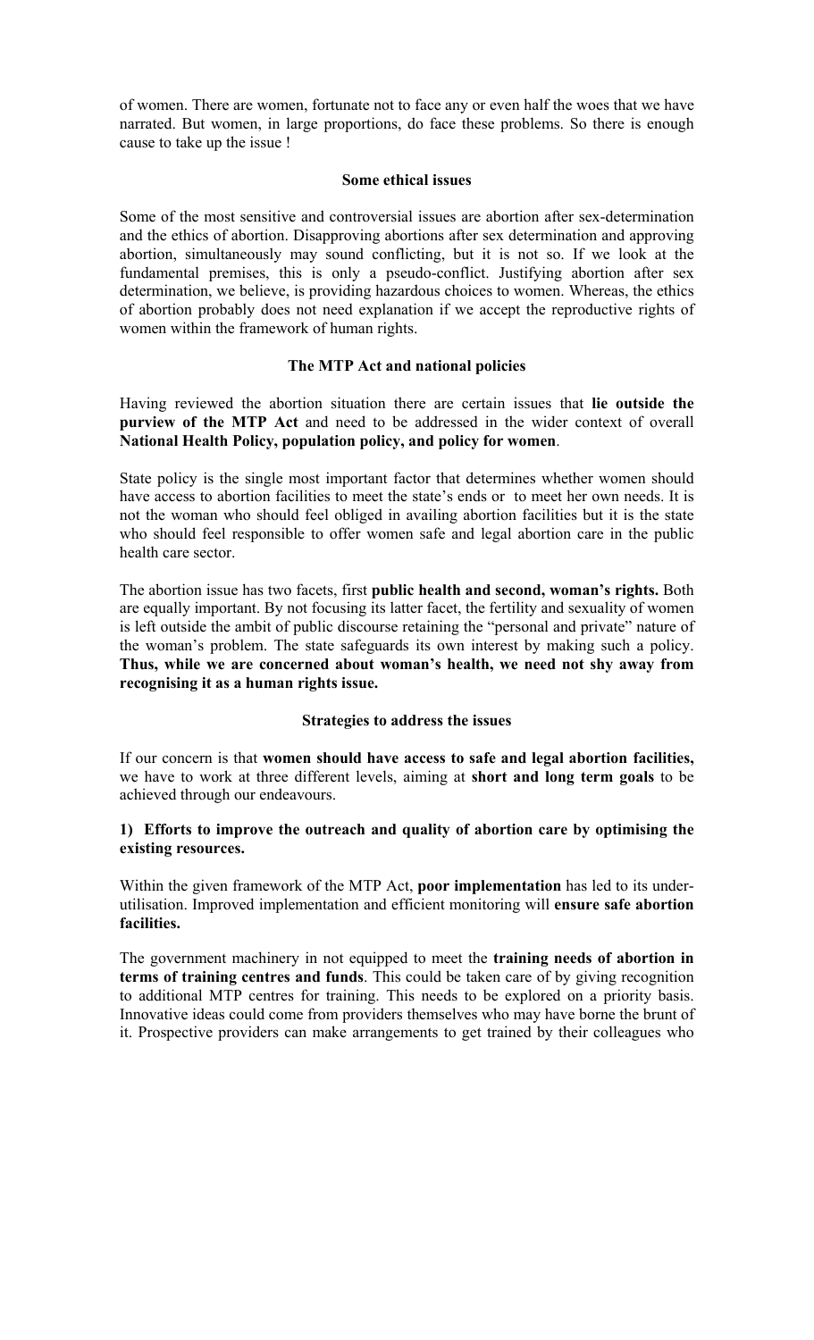of women. There are women, fortunate not to face any or even half the woes that we have narrated. But women, in large proportions, do face these problems. So there is enough cause to take up the issue !

### Some ethical issues

Some of the most sensitive and controversial issues are abortion after sex-determination and the ethics of abortion. Disapproving abortions after sex determination and approving abortion, simultaneously may sound conflicting, but it is not so. If we look at the fundamental premises, this is only a pseudo-conflict. Justifying abortion after sex determination, we believe, is providing hazardous choices to women. Whereas, the ethics of abortion probably does not need explanation if we accept the reproductive rights of women within the framework of human rights.

### The MTP Act and national policies

Having reviewed the abortion situation there are certain issues that **lie outside the purview of the MTP Act** and need to be addressed in the wider context of overall **National Health Policy, population policy, and policy for women**.

State policy is the single most important factor that determines whether women should have access to abortion facilities to meet the state's ends or to meet her own needs. It is not the woman who should feel obliged in availing abortion facilities but it is the state who should feel responsible to offer women safe and legal abortion care in the public health care sector.

The abortion issue has two facets, first **public health and second, woman's rights.** Both are equally important. By not focusing its latter facet, the fertility and sexuality of women is left outside the ambit of public discourse retaining the "personal and private" nature of the woman's problem. The state safeguards its own interest by making such a policy. **Thus, while we are concerned about woman's health, we need not shy away from recognising it as a human rights issue.**

### Strategies to address the issues

If our concern is that **women should have access to safe and legal abortion facilities,** we have to work at three different levels, aiming at **short and long term goals** to be achieved through our endeavours.

**1) Efforts to improve the outreach and quality of abortion care by optimising the existing resources.**

Within the given framework of the MTP Act, **poor implementation** has led to its under-utilisation. Improved implementation and efficient monitoring will **ensure safe abortion facilities.**

The government machinery in not equipped to meet the **training needs of abortion in terms of training centres and funds**. This could be taken care of by giving recognition to additional MTP centres for training. This needs to be explored on a priority basis. Innovative ideas could come from providers themselves who may have borne the brunt of it. Prospective providers can make arrangements to get trained by their colleagues who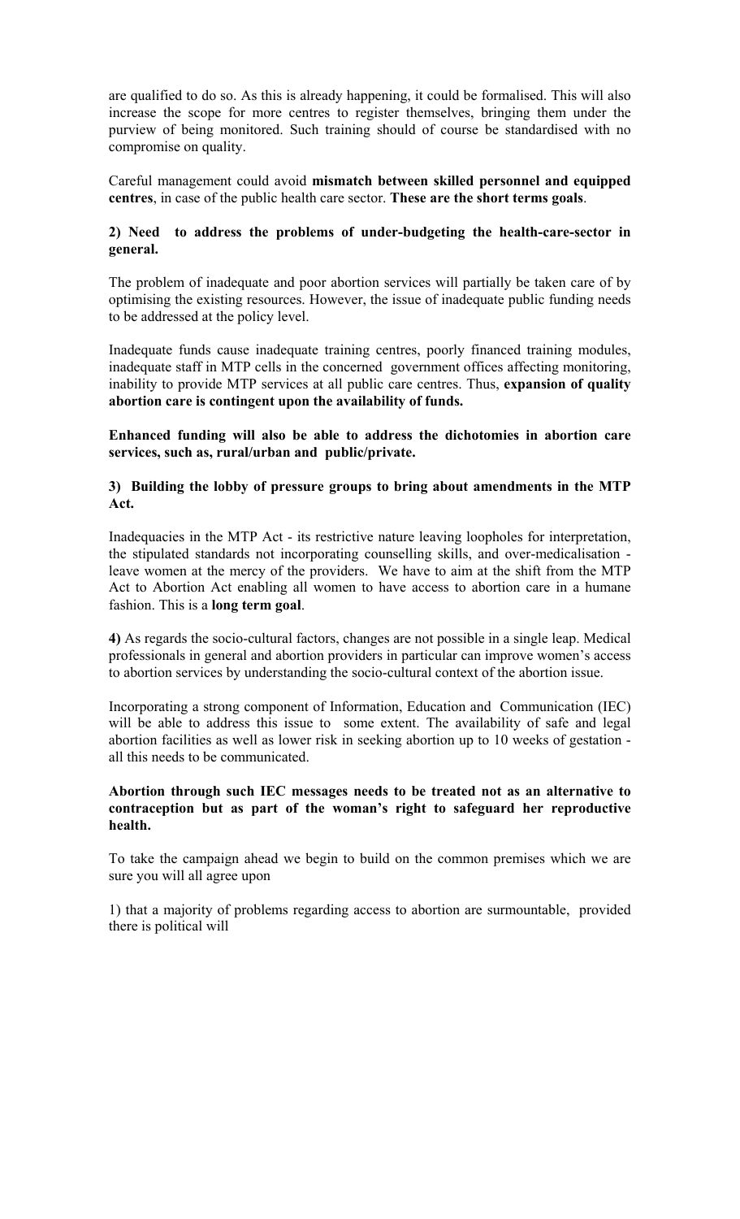are qualified to do so. As this is already happening, it could be formalised. This will also increase the scope for more centres to register themselves, bringing them under the purview of being monitored. Such training should of course be standardised with no compromise on quality.

Careful management could avoid **mismatch between skilled personnel and equipped centres**, in case of the public health care sector. **These are the short terms goals**.

**2) Need to address the problems of under-budgeting the health-care-sector in general.**

The problem of inadequate and poor abortion services will partially be taken care of by optimising the existing resources. However, the issue of inadequate public funding needs to be addressed at the policy level.

Inadequate funds cause inadequate training centres, poorly financed training modules, inadequate staff in MTP cells in the concerned government offices affecting monitoring, inability to provide MTP services at all public care centres. Thus, **expansion of quality abortion care is contingent upon the availability of funds.**

**Enhanced funding will also be able to address the dichotomies in abortion care services, such as, rural/urban and public/private.**

**3) Building the lobby of pressure groups to bring about amendments in the MTP Act.**

Inadequacies in the MTP Act - its restrictive nature leaving loopholes for interpretation, the stipulated standards not incorporating counselling skills, and over-medicalisation - leave women at the mercy of the providers. We have to aim at the shift from the MTP Act to Abortion Act enabling all women to have access to abortion care in a humane fashion. This is a **long term goal**.

**4)** As regards the socio-cultural factors, changes are not possible in a single leap. Medical professionals in general and abortion providers in particular can improve women's access to abortion services by understanding the socio-cultural context of the abortion issue.

Incorporating a strong component of Information, Education and Communication (IEC) will be able to address this issue to some extent. The availability of safe and legal abortion facilities as well as lower risk in seeking abortion up to 10 weeks of gestation - all this needs to be communicated.

**Abortion through such IEC messages needs to be treated not as an alternative to contraception but as part of the woman's right to safeguard her reproductive health.**

To take the campaign ahead we begin to build on the common premises which we are sure you will all agree upon

1) that a majority of problems regarding access to abortion are surmountable, provided there is political will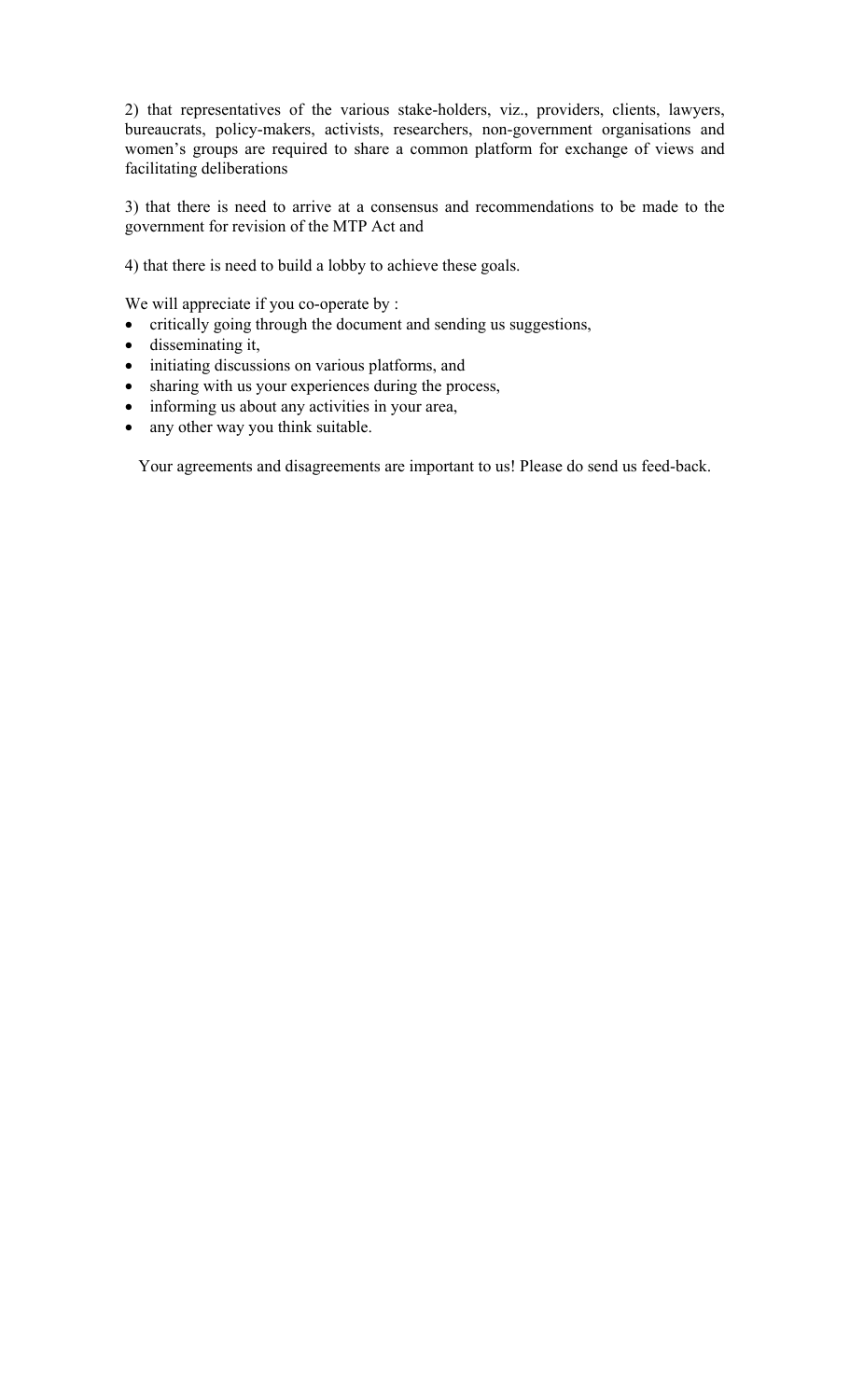2) that representatives of the various stake-holders, viz., providers, clients, lawyers, bureaucrats, policy-makers, activists, researchers, non-government organisations and women's groups are required to share a common platform for exchange of views and facilitating deliberations

3) that there is need to arrive at a consensus and recommendations to be made to the government for revision of the MTP Act and

4) that there is need to build a lobby to achieve these goals.

We will appreciate if you co-operate by :

- critically going through the document and sending us suggestions,
- disseminating it,
- initiating discussions on various platforms, and
- sharing with us your experiences during the process,
- informing us about any activities in your area,
- any other way you think suitable.

Your agreements and disagreements are important to us! Please do send us feed-back.